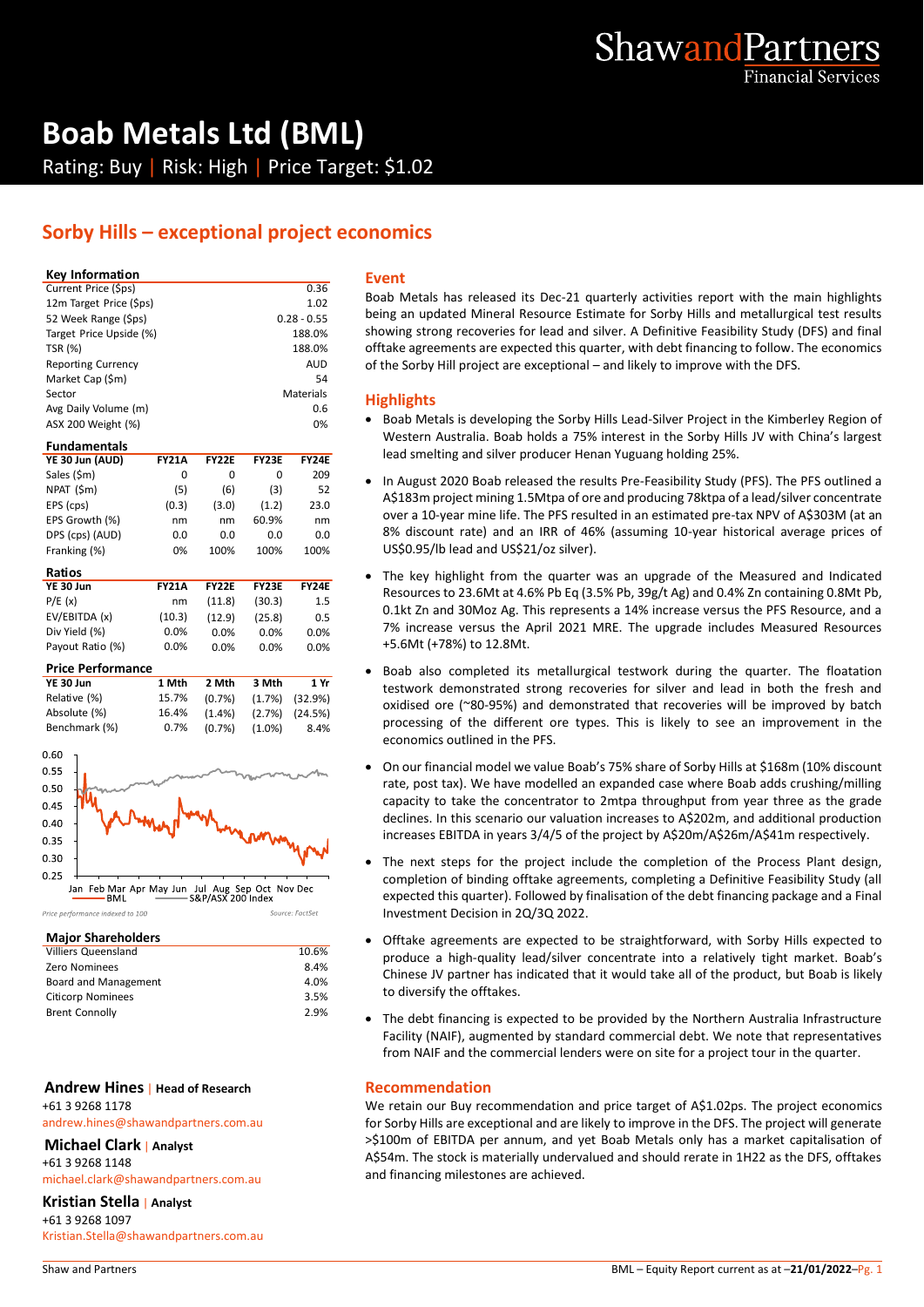ShawandPartners Financial Services

# Boab Metals Ltd (BML)

Rating: Buy | Risk: High | Price Target: $1.02

## Sorby Hills – exceptional project economics

### Key Information

| | |
|---|---|
| Current Price ($ps) | 0.36 |
| 12m Target Price ($ps) | 1.02 |
| 52 Week Range ($ps) | 0.28 - 0.55 |
| Target Price Upside (%) | 188.0% |
| TSR (%) | 188.0% |
| Reporting Currency | AUD |
| Market Cap ($m) | 54 |
| Sector | Materials |
| Avg Daily Volume (m) | 0.6 |
| ASX 200 Weight (%) | 0% |

### Fundamentals

| YE 30 Jun (AUD) | FY21A | FY22E | FY23E | FY24E |
|---|---|---|---|---|
| Sales ($m) | 0 | 0 | 0 | 209 |
| NPAT ($m) | (5) | (6) | (3) | 52 |
| EPS (cps) | (0.3) | (3.0) | (1.2) | 23.0 |
| EPS Growth (%) | nm | nm | 60.9% | nm |
| DPS (cps) (AUD) | 0.0 | 0.0 | 0.0 | 0.0 |
| Franking (%) | 0% | 100% | 100% | 100% |

### Ratios

| YE 30 Jun | FY21A | FY22E | FY23E | FY24E |
|---|---|---|---|---|
| P/E (x) | nm | (11.8) | (30.3) | 1.5 |
| EV/EBITDA (x) | (10.3) | (12.9) | (25.8) | 0.5 |
| Div Yield (%) | 0.0% | 0.0% | 0.0% | 0.0% |
| Payout Ratio (%) | 0.0% | 0.0% | 0.0% | 0.0% |

### Price Performance

| YE 30 Jun | 1 Mth | 2 Mth | 3 Mth | 1 Yr |
|---|---|---|---|---|
| Relative (%) | 15.7% | (0.7%) | (1.7%) | (32.9%) |
| Absolute (%) | 16.4% | (1.4%) | (2.7%) | (24.5%) |
| Benchmark (%) | 0.7% | (0.7%) | (1.0%) | 8.4% |

*Price performance indexed to 100* — BML vs S&P/ASX 200 Index (Jan–Dec). *Source: FactSet*

### Major Shareholders

| | |
|---|---|
| Villiers Queensland | 10.6% |
| Zero Nominees | 8.4% |
| Board and Management | 4.0% |
| Citicorp Nominees | 3.5% |
| Brent Connolly | 2.9% |

**Andrew Hines** | Head of Research
+61 3 9268 1178
andrew.hines@shawandpartners.com.au

**Michael Clark** | Analyst
+61 3 9268 1148
michael.clark@shawandpartners.com.au

**Kristian Stella** | Analyst
+61 3 9268 1097
Kristian.Stella@shawandpartners.com.au

### Event

Boab Metals has released its Dec-21 quarterly activities report with the main highlights being an updated Mineral Resource Estimate for Sorby Hills and metallurgical test results showing strong recoveries for lead and silver. A Definitive Feasibility Study (DFS) and final offtake agreements are expected this quarter, with debt financing to follow. The economics of the Sorby Hill project are exceptional – and likely to improve with the DFS.

### Highlights

- Boab Metals is developing the Sorby Hills Lead-Silver Project in the Kimberley Region of Western Australia. Boab holds a 75% interest in the Sorby Hills JV with China's largest lead smelting and silver producer Henan Yuguang holding 25%.
- In August 2020 Boab released the results Pre-Feasibility Study (PFS). The PFS outlined a A$183m project mining 1.5Mtpa of ore and producing 78ktpa of a lead/silver concentrate over a 10-year mine life. The PFS resulted in an estimated pre-tax NPV of A$303M (at an 8% discount rate) and an IRR of 46% (assuming 10-year historical average prices of US$0.95/lb lead and US$21/oz silver).
- The key highlight from the quarter was an upgrade of the Measured and Indicated Resources to 23.6Mt at 4.6% Pb Eq (3.5% Pb, 39g/t Ag) and 0.4% Zn containing 0.8Mt Pb, 0.1kt Zn and 30Moz Ag. This represents a 14% increase versus the PFS Resource, and a 7% increase versus the April 2021 MRE. The upgrade includes Measured Resources +5.6Mt (+78%) to 12.8Mt.
- Boab also completed its metallurgical testwork during the quarter. The floatation testwork demonstrated strong recoveries for silver and lead in both the fresh and oxidised ore (~80-95%) and demonstrated that recoveries will be improved by batch processing of the different ore types. This is likely to see an improvement in the economics outlined in the PFS.
- On our financial model we value Boab's 75% share of Sorby Hills at $168m (10% discount rate, post tax). We have modelled an expanded case where Boab adds crushing/milling capacity to take the concentrator to 2mtpa throughput from year three as the grade declines. In this scenario our valuation increases to A$202m, and additional production increases EBITDA in years 3/4/5 of the project by A$20m/A$26m/A$41m respectively.
- The next steps for the project include the completion of the Process Plant design, completion of binding offtake agreements, completing a Definitive Feasibility Study (all expected this quarter). Followed by finalisation of the debt financing package and a Final Investment Decision in 2Q/3Q 2022.
- Offtake agreements are expected to be straightforward, with Sorby Hills expected to produce a high-quality lead/silver concentrate into a relatively tight market. Boab's Chinese JV partner has indicated that it would take all of the product, but Boab is likely to diversify the offtakes.
- The debt financing is expected to be provided by the Northern Australia Infrastructure Facility (NAIF), augmented by standard commercial debt. We note that representatives from NAIF and the commercial lenders were on site for a project tour in the quarter.

### Recommendation

We retain our Buy recommendation and price target of A$1.02ps. The project economics for Sorby Hills are exceptional and are likely to improve in the DFS. The project will generate >$100m of EBITDA per annum, and yet Boab Metals only has a market capitalisation of A$54m. The stock is materially undervalued and should rerate in 1H22 as the DFS, offtakes and financing milestones are achieved.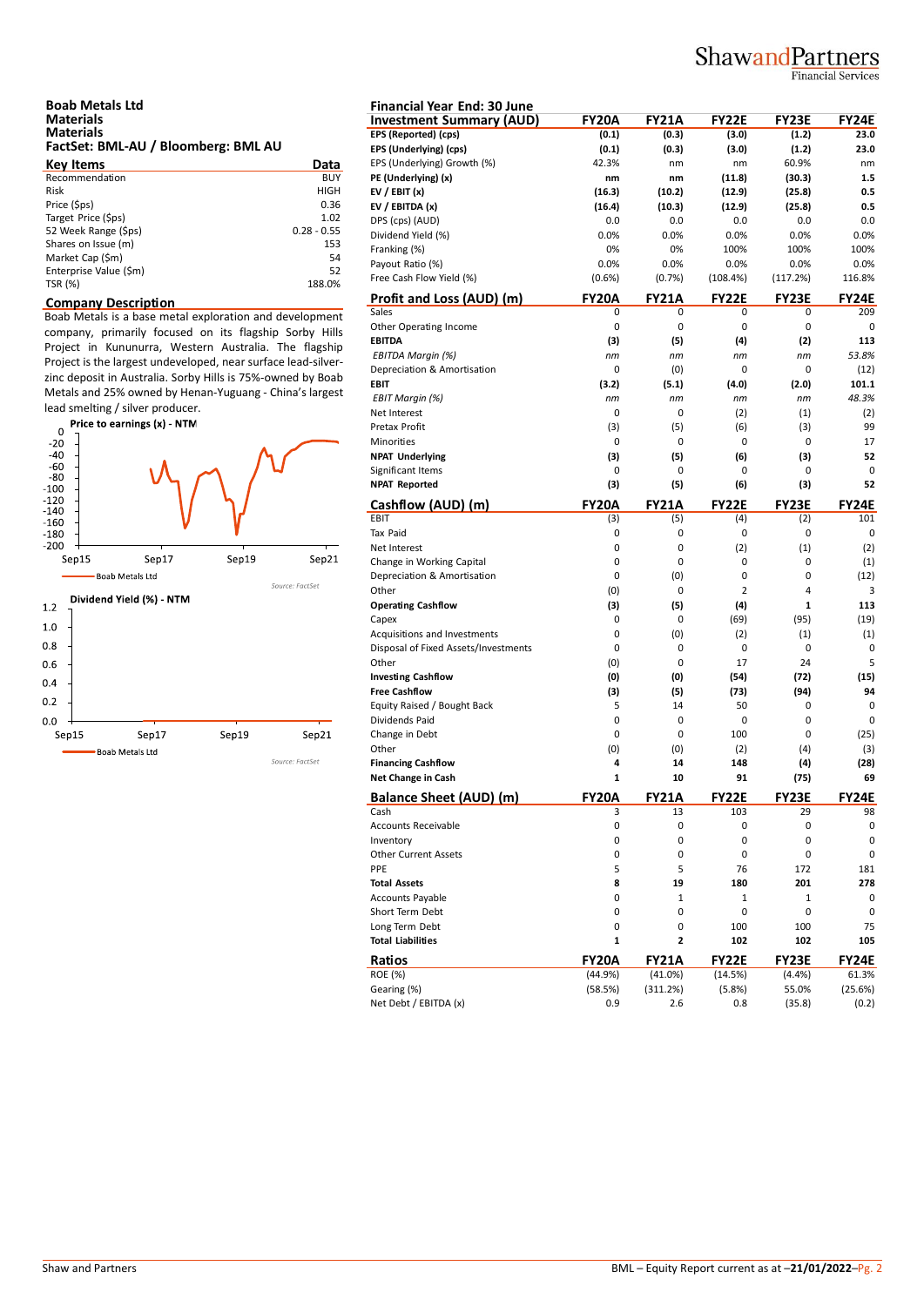## Boab Metals Ltd
### Materials
### Materials
### FactSet: BML-AU / Bloomberg: BML AU

| Key Items | Data |
|---|---|
| Recommendation | BUY |
| Risk | HIGH |
| Price ($ps) | 0.36 |
| Target Price ($ps) | 1.02 |
| 52 Week Range ($ps) | 0.28 - 0.55 |
| Shares on Issue (m) | 153 |
| Market Cap ($m) | 54 |
| Enterprise Value ($m) | 52 |
| TSR (%) | 188.0% |

### Company Description

Boab Metals is a base metal exploration and development company, primarily focused on its flagship Sorby Hills Project in Kununurra, Western Australia. The flagship Project is the largest undeveloped, near surface lead-silver-zinc deposit in Australia. Sorby Hills is 75%-owned by Boab Metals and 25% owned by Henan-Yuguang - China's largest lead smelting / silver producer.

**Price to earnings (x) - NTM**

Source: FactSet

**Dividend Yield (%) - NTM**

Source: FactSet

**Financial Year End: 30 June**

| Investment Summary (AUD) | FY20A | FY21A | FY22E | FY23E | FY24E |
|---|---|---|---|---|---|
| **EPS (Reported) (cps)** | **(0.1)** | **(0.3)** | **(3.0)** | **(1.2)** | **23.0** |
| **EPS (Underlying) (cps)** | **(0.1)** | **(0.3)** | **(3.0)** | **(1.2)** | **23.0** |
| EPS (Underlying) Growth (%) | 42.3% | nm | nm | 60.9% | nm |
| **PE (Underlying) (x)** | **nm** | **nm** | **(11.8)** | **(30.3)** | **1.5** |
| **EV / EBIT (x)** | **(16.3)** | **(10.2)** | **(12.9)** | **(25.8)** | **0.5** |
| **EV / EBITDA (x)** | **(16.4)** | **(10.3)** | **(12.9)** | **(25.8)** | **0.5** |
| DPS (cps) (AUD) | 0.0 | 0.0 | 0.0 | 0.0 | 0.0 |
| Dividend Yield (%) | 0.0% | 0.0% | 0.0% | 0.0% | 0.0% |
| Franking (%) | 0% | 0% | 100% | 100% | 100% |
| Payout Ratio (%) | 0.0% | 0.0% | 0.0% | 0.0% | 0.0% |
| Free Cash Flow Yield (%) | (0.6%) | (0.7%) | (108.4%) | (117.2%) | 116.8% |

| Profit and Loss (AUD) (m) | FY20A | FY21A | FY22E | FY23E | FY24E |
|---|---|---|---|---|---|
| Sales | 0 | 0 | 0 | 0 | 209 |
| Other Operating Income | 0 | 0 | 0 | 0 | 0 |
| **EBITDA** | **(3)** | **(5)** | **(4)** | **(2)** | **113** |
| *EBITDA Margin (%)* | *nm* | *nm* | *nm* | *nm* | *53.8%* |
| Depreciation & Amortisation | 0 | (0) | 0 | 0 | (12) |
| **EBIT** | **(3.2)** | **(5.1)** | **(4.0)** | **(2.0)** | **101.1** |
| *EBIT Margin (%)* | *nm* | *nm* | *nm* | *nm* | *48.3%* |
| Net Interest | 0 | 0 | (2) | (1) | (2) |
| Pretax Profit | (3) | (5) | (6) | (3) | 99 |
| Minorities | 0 | 0 | 0 | 0 | 17 |
| **NPAT Underlying** | **(3)** | **(5)** | **(6)** | **(3)** | **52** |
| Significant Items | 0 | 0 | 0 | 0 | 0 |
| **NPAT Reported** | **(3)** | **(5)** | **(6)** | **(3)** | **52** |

| Cashflow (AUD) (m) | FY20A | FY21A | FY22E | FY23E | FY24E |
|---|---|---|---|---|---|
| EBIT | (3) | (5) | (4) | (2) | 101 |
| Tax Paid | 0 | 0 | 0 | 0 | 0 |
| Net Interest | 0 | 0 | (2) | (1) | (2) |
| Change in Working Capital | 0 | 0 | 0 | 0 | (1) |
| Depreciation & Amortisation | 0 | (0) | 0 | 0 | (12) |
| Other | (0) | 0 | 2 | 4 | 3 |
| **Operating Cashflow** | **(3)** | **(5)** | **(4)** | **1** | **113** |
| Capex | 0 | 0 | (69) | (95) | (19) |
| Acquisitions and Investments | 0 | (0) | (2) | (1) | (1) |
| Disposal of Fixed Assets/Investments | 0 | 0 | 0 | 0 | 0 |
| Other | (0) | 0 | 17 | 24 | 5 |
| **Investing Cashflow** | **(0)** | **(0)** | **(54)** | **(72)** | **(15)** |
| **Free Cashflow** | **(3)** | **(5)** | **(73)** | **(94)** | **94** |
| Equity Raised / Bought Back | 5 | 14 | 50 | 0 | 0 |
| Dividends Paid | 0 | 0 | 0 | 0 | 0 |
| Change in Debt | 0 | 0 | 100 | 0 | (25) |
| Other | (0) | (0) | (2) | (4) | (3) |
| **Financing Cashflow** | **4** | **14** | **148** | **(4)** | **(28)** |
| **Net Change in Cash** | **1** | **10** | **91** | **(75)** | **69** |

| Balance Sheet (AUD) (m) | FY20A | FY21A | FY22E | FY23E | FY24E |
|---|---|---|---|---|---|
| Cash | 3 | 13 | 103 | 29 | 98 |
| Accounts Receivable | 0 | 0 | 0 | 0 | 0 |
| Inventory | 0 | 0 | 0 | 0 | 0 |
| Other Current Assets | 0 | 0 | 0 | 0 | 0 |
| PPE | 5 | 5 | 76 | 172 | 181 |
| **Total Assets** | **8** | **19** | **180** | **201** | **278** |
| Accounts Payable | 0 | 1 | 1 | 1 | 0 |
| Short Term Debt | 0 | 0 | 0 | 0 | 0 |
| Long Term Debt | 0 | 0 | 100 | 100 | 75 |
| **Total Liabilities** | **1** | **2** | **102** | **102** | **105** |

| Ratios | FY20A | FY21A | FY22E | FY23E | FY24E |
|---|---|---|---|---|---|
| ROE (%) | (44.9%) | (41.0%) | (14.5%) | (4.4%) | 61.3% |
| Gearing (%) | (58.5%) | (311.2%) | (5.8%) | 55.0% | (25.6%) |
| Net Debt / EBITDA (x) | 0.9 | 2.6 | 0.8 | (35.8) | (0.2) |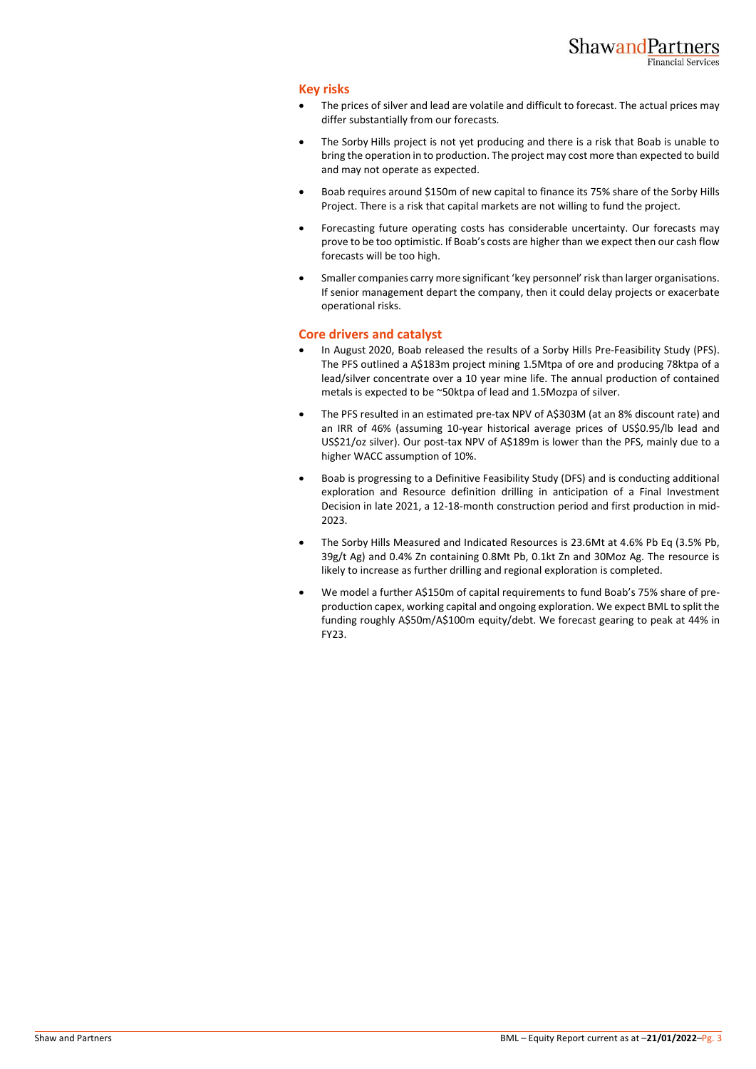## Key risks

- The prices of silver and lead are volatile and difficult to forecast. The actual prices may differ substantially from our forecasts.
- The Sorby Hills project is not yet producing and there is a risk that Boab is unable to bring the operation in to production. The project may cost more than expected to build and may not operate as expected.
- Boab requires around $150m of new capital to finance its 75% share of the Sorby Hills Project. There is a risk that capital markets are not willing to fund the project.
- Forecasting future operating costs has considerable uncertainty. Our forecasts may prove to be too optimistic. If Boab's costs are higher than we expect then our cash flow forecasts will be too high.
- Smaller companies carry more significant 'key personnel' risk than larger organisations. If senior management depart the company, then it could delay projects or exacerbate operational risks.

## Core drivers and catalyst

- In August 2020, Boab released the results of a Sorby Hills Pre-Feasibility Study (PFS). The PFS outlined a A$183m project mining 1.5Mtpa of ore and producing 78ktpa of a lead/silver concentrate over a 10 year mine life. The annual production of contained metals is expected to be ~50ktpa of lead and 1.5Mozpa of silver.
- The PFS resulted in an estimated pre-tax NPV of A$303M (at an 8% discount rate) and an IRR of 46% (assuming 10-year historical average prices of US$0.95/lb lead and US$21/oz silver). Our post-tax NPV of A$189m is lower than the PFS, mainly due to a higher WACC assumption of 10%.
- Boab is progressing to a Definitive Feasibility Study (DFS) and is conducting additional exploration and Resource definition drilling in anticipation of a Final Investment Decision in late 2021, a 12-18-month construction period and first production in mid-2023.
- The Sorby Hills Measured and Indicated Resources is 23.6Mt at 4.6% Pb Eq (3.5% Pb, 39g/t Ag) and 0.4% Zn containing 0.8Mt Pb, 0.1kt Zn and 30Moz Ag. The resource is likely to increase as further drilling and regional exploration is completed.
- We model a further A$150m of capital requirements to fund Boab's 75% share of pre-production capex, working capital and ongoing exploration. We expect BML to split the funding roughly A$50m/A$100m equity/debt. We forecast gearing to peak at 44% in FY23.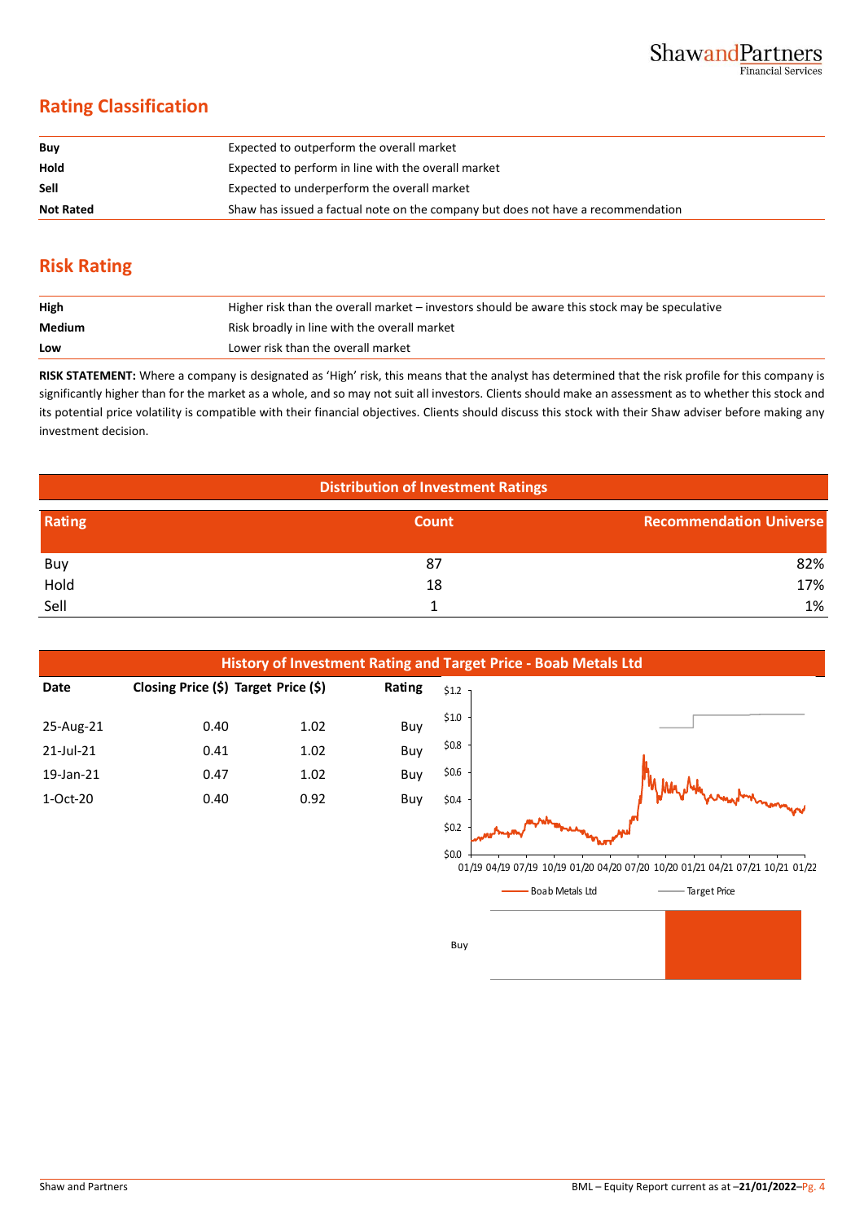## Rating Classification

| | |
|---|---|
| **Buy** | Expected to outperform the overall market |
| **Hold** | Expected to perform in line with the overall market |
| **Sell** | Expected to underperform the overall market |
| **Not Rated** | Shaw has issued a factual note on the company but does not have a recommendation |

## Risk Rating

| | |
|---|---|
| **High** | Higher risk than the overall market – investors should be aware this stock may be speculative |
| **Medium** | Risk broadly in line with the overall market |
| **Low** | Lower risk than the overall market |

**RISK STATEMENT:** Where a company is designated as 'High' risk, this means that the analyst has determined that the risk profile for this company is significantly higher than for the market as a whole, and so may not suit all investors. Clients should make an assessment as to whether this stock and its potential price volatility is compatible with their financial objectives. Clients should discuss this stock with their Shaw adviser before making any investment decision.

**Distribution of Investment Ratings**

| Rating | Count | Recommendation Universe |
|---|---|---|
| Buy | 87 | 82% |
| Hold | 18 | 17% |
| Sell | 1 | 1% |

**History of Investment Rating and Target Price - Boab Metals Ltd**

| Date | Closing Price ($) | Target Price ($) | Rating |
|---|---|---|---|
| 25-Aug-21 | 0.40 | 1.02 | Buy |
| 21-Jul-21 | 0.41 | 1.02 | Buy |
| 19-Jan-21 | 0.47 | 1.02 | Buy |
| 1-Oct-20 | 0.40 | 0.92 | Buy |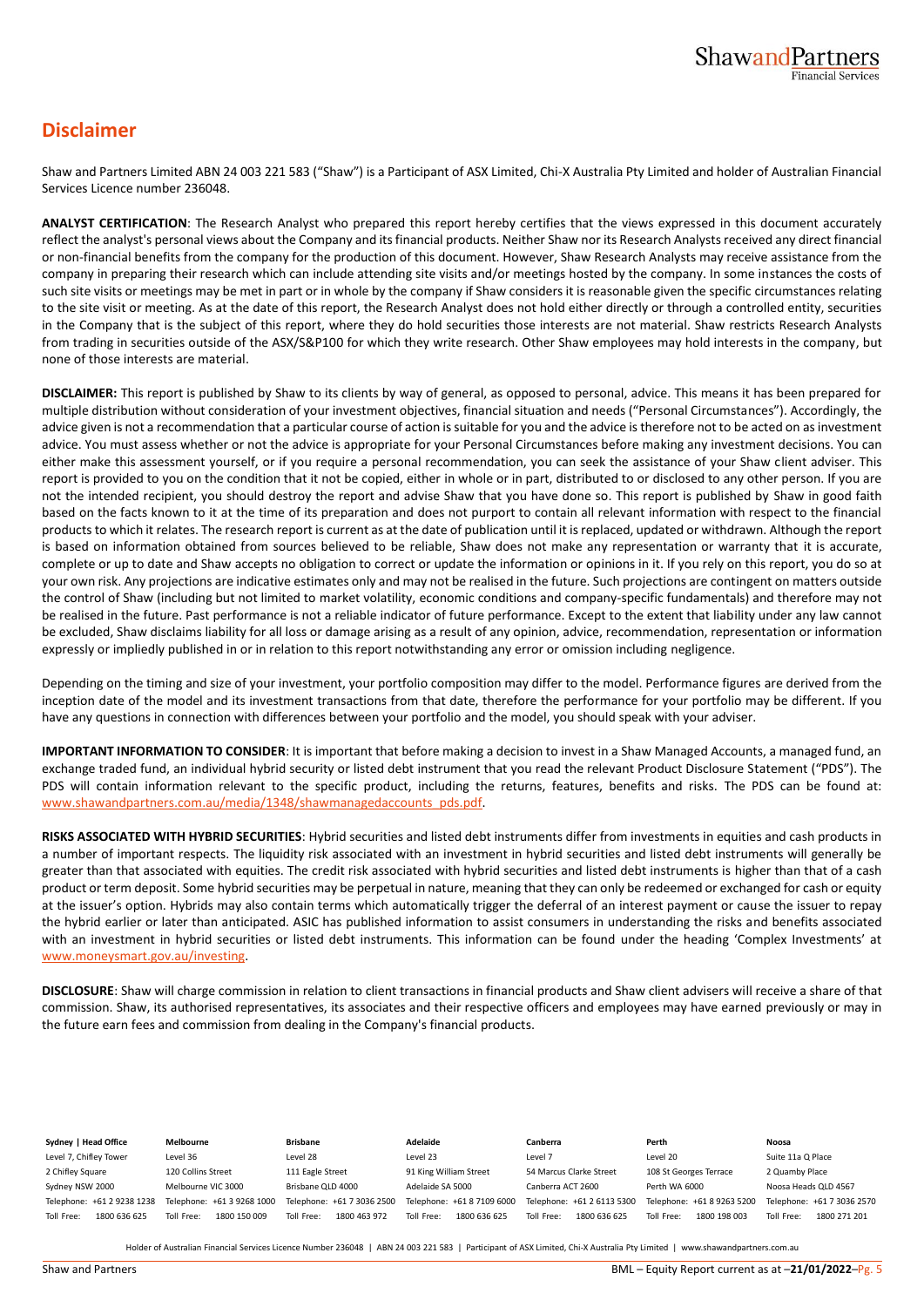# Disclaimer

Shaw and Partners Limited ABN 24 003 221 583 ("Shaw") is a Participant of ASX Limited, Chi-X Australia Pty Limited and holder of Australian Financial Services Licence number 236048.

**ANALYST CERTIFICATION**: The Research Analyst who prepared this report hereby certifies that the views expressed in this document accurately reflect the analyst's personal views about the Company and its financial products. Neither Shaw nor its Research Analysts received any direct financial or non-financial benefits from the company for the production of this document. However, Shaw Research Analysts may receive assistance from the company in preparing their research which can include attending site visits and/or meetings hosted by the company. In some instances the costs of such site visits or meetings may be met in part or in whole by the company if Shaw considers it is reasonable given the specific circumstances relating to the site visit or meeting. As at the date of this report, the Research Analyst does not hold either directly or through a controlled entity, securities in the Company that is the subject of this report, where they do hold securities those interests are not material. Shaw restricts Research Analysts from trading in securities outside of the ASX/S&P100 for which they write research. Other Shaw employees may hold interests in the company, but none of those interests are material.

**DISCLAIMER:** This report is published by Shaw to its clients by way of general, as opposed to personal, advice. This means it has been prepared for multiple distribution without consideration of your investment objectives, financial situation and needs ("Personal Circumstances"). Accordingly, the advice given is not a recommendation that a particular course of action is suitable for you and the advice is therefore not to be acted on as investment advice. You must assess whether or not the advice is appropriate for your Personal Circumstances before making any investment decisions. You can either make this assessment yourself, or if you require a personal recommendation, you can seek the assistance of your Shaw client adviser. This report is provided to you on the condition that it not be copied, either in whole or in part, distributed to or disclosed to any other person. If you are not the intended recipient, you should destroy the report and advise Shaw that you have done so. This report is published by Shaw in good faith based on the facts known to it at the time of its preparation and does not purport to contain all relevant information with respect to the financial products to which it relates. The research report is current as at the date of publication until it is replaced, updated or withdrawn. Although the report is based on information obtained from sources believed to be reliable, Shaw does not make any representation or warranty that it is accurate, complete or up to date and Shaw accepts no obligation to correct or update the information or opinions in it. If you rely on this report, you do so at your own risk. Any projections are indicative estimates only and may not be realised in the future. Such projections are contingent on matters outside the control of Shaw (including but not limited to market volatility, economic conditions and company-specific fundamentals) and therefore may not be realised in the future. Past performance is not a reliable indicator of future performance. Except to the extent that liability under any law cannot be excluded, Shaw disclaims liability for all loss or damage arising as a result of any opinion, advice, recommendation, representation or information expressly or impliedly published in or in relation to this report notwithstanding any error or omission including negligence.

Depending on the timing and size of your investment, your portfolio composition may differ to the model. Performance figures are derived from the inception date of the model and its investment transactions from that date, therefore the performance for your portfolio may be different. If you have any questions in connection with differences between your portfolio and the model, you should speak with your adviser.

**IMPORTANT INFORMATION TO CONSIDER**: It is important that before making a decision to invest in a Shaw Managed Accounts, a managed fund, an exchange traded fund, an individual hybrid security or listed debt instrument that you read the relevant Product Disclosure Statement ("PDS"). The PDS will contain information relevant to the specific product, including the returns, features, benefits and risks. The PDS can be found at: www.shawandpartners.com.au/media/1348/shawmanagedaccounts_pds.pdf.

**RISKS ASSOCIATED WITH HYBRID SECURITIES**: Hybrid securities and listed debt instruments differ from investments in equities and cash products in a number of important respects. The liquidity risk associated with an investment in hybrid securities and listed debt instruments will generally be greater than that associated with equities. The credit risk associated with hybrid securities and listed debt instruments is higher than that of a cash product or term deposit. Some hybrid securities may be perpetual in nature, meaning that they can only be redeemed or exchanged for cash or equity at the issuer's option. Hybrids may also contain terms which automatically trigger the deferral of an interest payment or cause the issuer to repay the hybrid earlier or later than anticipated. ASIC has published information to assist consumers in understanding the risks and benefits associated with an investment in hybrid securities or listed debt instruments. This information can be found under the heading 'Complex Investments' at www.moneysmart.gov.au/investing.

**DISCLOSURE**: Shaw will charge commission in relation to client transactions in financial products and Shaw client advisers will receive a share of that commission. Shaw, its authorised representatives, its associates and their respective officers and employees may have earned previously or may in the future earn fees and commission from dealing in the Company's financial products.

| Sydney \| Head Office | Melbourne | Brisbane | Adelaide | Canberra | Perth | Noosa |
|---|---|---|---|---|---|---|
| Level 7, Chifley Tower | Level 36 | Level 28 | Level 23 | Level 7 | Level 20 | Suite 11a Q Place |
| 2 Chifley Square | 120 Collins Street | 111 Eagle Street | 91 King William Street | 54 Marcus Clarke Street | 108 St Georges Terrace | 2 Quamby Place |
| Sydney NSW 2000 | Melbourne VIC 3000 | Brisbane QLD 4000 | Adelaide SA 5000 | Canberra ACT 2600 | Perth WA 6000 | Noosa Heads QLD 4567 |
| Telephone: +61 2 9238 1238 | Telephone: +61 3 9268 1000 | Telephone: +61 7 3036 2500 | Telephone: +61 8 7109 6000 | Telephone: +61 2 6113 5300 | Telephone: +61 8 9263 5200 | Telephone: +61 7 3036 2570 |
| Toll Free: 1800 636 625 | Toll Free: 1800 150 009 | Toll Free: 1800 463 972 | Toll Free: 1800 636 625 | Toll Free: 1800 636 625 | Toll Free: 1800 198 003 | Toll Free: 1800 271 201 |

Holder of Australian Financial Services Licence Number 236048 | ABN 24 003 221 583 | Participant of ASX Limited, Chi-X Australia Pty Limited | www.shawandpartners.com.au